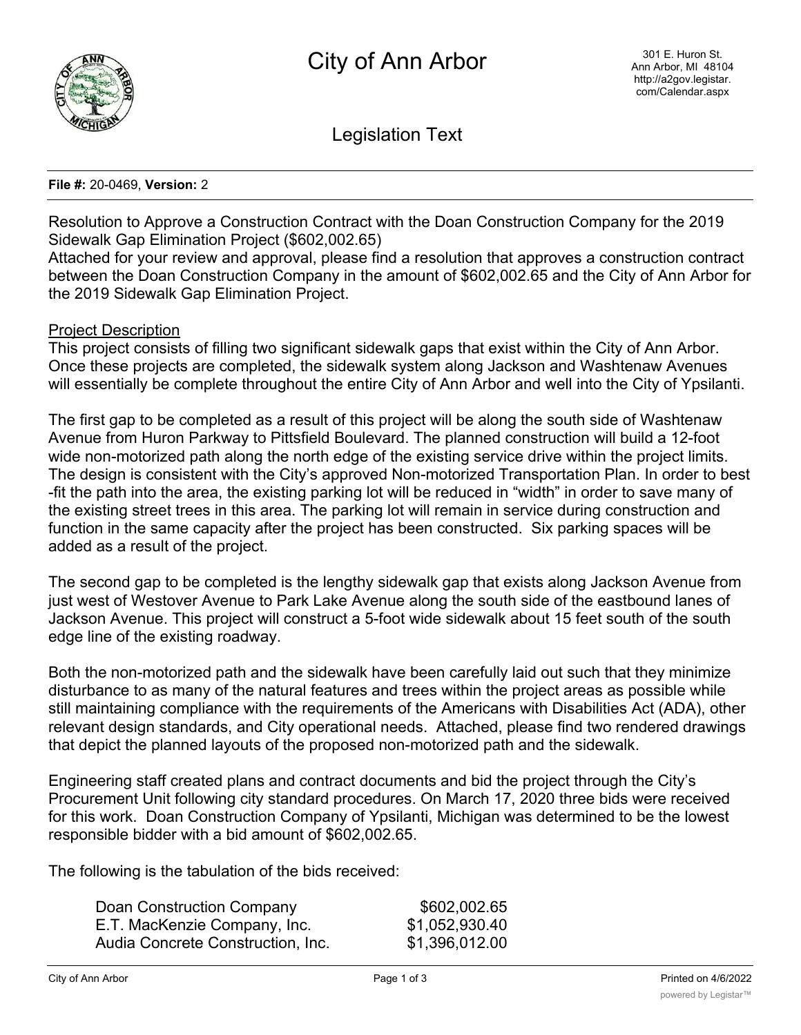# City of Ann Arbor

301 E. Huron St.
Ann Arbor, MI 48104
http://a2gov.legistar.com/Calendar.aspx

## Legislation Text

**File #:** 20-0469, **Version:** 2

Resolution to Approve a Construction Contract with the Doan Construction Company for the 2019 Sidewalk Gap Elimination Project ($602,002.65)

Attached for your review and approval, please find a resolution that approves a construction contract between the Doan Construction Company in the amount of $602,002.65 and the City of Ann Arbor for the 2019 Sidewalk Gap Elimination Project.

Project Description

This project consists of filling two significant sidewalk gaps that exist within the City of Ann Arbor. Once these projects are completed, the sidewalk system along Jackson and Washtenaw Avenues will essentially be complete throughout the entire City of Ann Arbor and well into the City of Ypsilanti.

The first gap to be completed as a result of this project will be along the south side of Washtenaw Avenue from Huron Parkway to Pittsfield Boulevard. The planned construction will build a 12-foot wide non-motorized path along the north edge of the existing service drive within the project limits. The design is consistent with the City's approved Non-motorized Transportation Plan. In order to best-fit the path into the area, the existing parking lot will be reduced in "width" in order to save many of the existing street trees in this area. The parking lot will remain in service during construction and function in the same capacity after the project has been constructed. Six parking spaces will be added as a result of the project.

The second gap to be completed is the lengthy sidewalk gap that exists along Jackson Avenue from just west of Westover Avenue to Park Lake Avenue along the south side of the eastbound lanes of Jackson Avenue. This project will construct a 5-foot wide sidewalk about 15 feet south of the south edge line of the existing roadway.

Both the non-motorized path and the sidewalk have been carefully laid out such that they minimize disturbance to as many of the natural features and trees within the project areas as possible while still maintaining compliance with the requirements of the Americans with Disabilities Act (ADA), other relevant design standards, and City operational needs. Attached, please find two rendered drawings that depict the planned layouts of the proposed non-motorized path and the sidewalk.

Engineering staff created plans and contract documents and bid the project through the City's Procurement Unit following city standard procedures. On March 17, 2020 three bids were received for this work. Doan Construction Company of Ypsilanti, Michigan was determined to be the lowest responsible bidder with a bid amount of $602,002.65.

The following is the tabulation of the bids received:

| | |
|---|---|
| Doan Construction Company | $602,002.65 |
| E.T. MacKenzie Company, Inc. | $1,052,930.40 |
| Audia Concrete Construction, Inc. | $1,396,012.00 |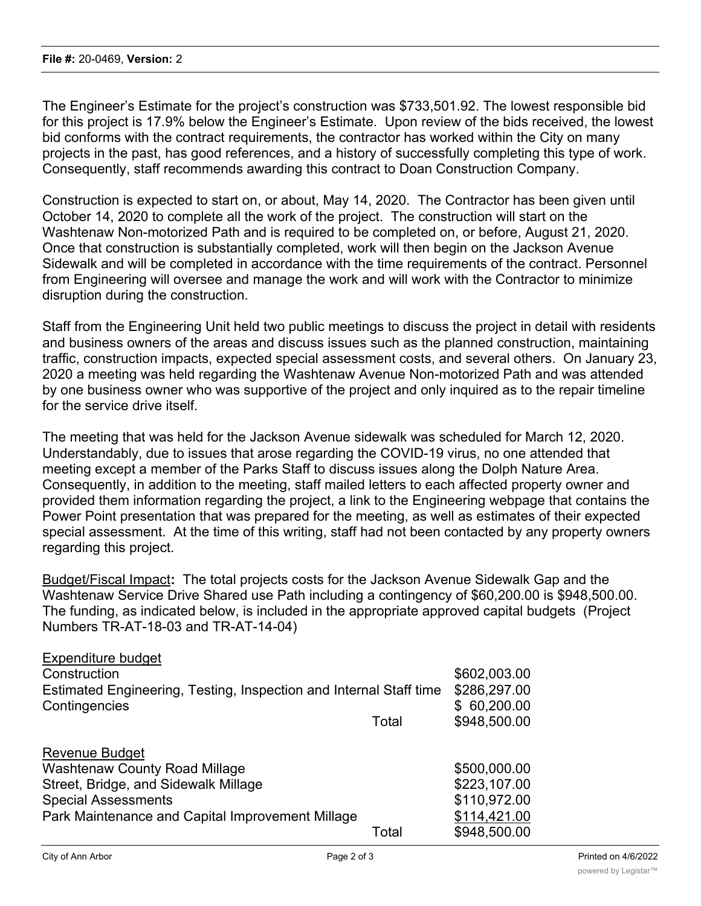The Engineer's Estimate for the project's construction was $733,501.92. The lowest responsible bid for this project is 17.9% below the Engineer's Estimate. Upon review of the bids received, the lowest bid conforms with the contract requirements, the contractor has worked within the City on many projects in the past, has good references, and a history of successfully completing this type of work. Consequently, staff recommends awarding this contract to Doan Construction Company.

Construction is expected to start on, or about, May 14, 2020. The Contractor has been given until October 14, 2020 to complete all the work of the project. The construction will start on the Washtenaw Non-motorized Path and is required to be completed on, or before, August 21, 2020. Once that construction is substantially completed, work will then begin on the Jackson Avenue Sidewalk and will be completed in accordance with the time requirements of the contract. Personnel from Engineering will oversee and manage the work and will work with the Contractor to minimize disruption during the construction.

Staff from the Engineering Unit held two public meetings to discuss the project in detail with residents and business owners of the areas and discuss issues such as the planned construction, maintaining traffic, construction impacts, expected special assessment costs, and several others. On January 23, 2020 a meeting was held regarding the Washtenaw Avenue Non-motorized Path and was attended by one business owner who was supportive of the project and only inquired as to the repair timeline for the service drive itself.

The meeting that was held for the Jackson Avenue sidewalk was scheduled for March 12, 2020. Understandably, due to issues that arose regarding the COVID-19 virus, no one attended that meeting except a member of the Parks Staff to discuss issues along the Dolph Nature Area. Consequently, in addition to the meeting, staff mailed letters to each affected property owner and provided them information regarding the project, a link to the Engineering webpage that contains the Power Point presentation that was prepared for the meeting, as well as estimates of their expected special assessment. At the time of this writing, staff had not been contacted by any property owners regarding this project.

Budget/Fiscal Impact**:** The total projects costs for the Jackson Avenue Sidewalk Gap and the Washtenaw Service Drive Shared use Path including a contingency of $60,200.00 is $948,500.00. The funding, as indicated below, is included in the appropriate approved capital budgets (Project Numbers TR-AT-18-03 and TR-AT-14-04)

| Expenditure budget | |
|---|---|
| Construction | $602,003.00 |
| Estimated Engineering, Testing, Inspection and Internal Staff time | $286,297.00 |
| Contingencies | $ 60,200.00 |
| Total | $948,500.00 |

| Revenue Budget | |
|---|---|
| Washtenaw County Road Millage | $500,000.00 |
| Street, Bridge, and Sidewalk Millage | $223,107.00 |
| Special Assessments | $110,972.00 |
| Park Maintenance and Capital Improvement Millage | $114,421.00 |
| Total | $948,500.00 |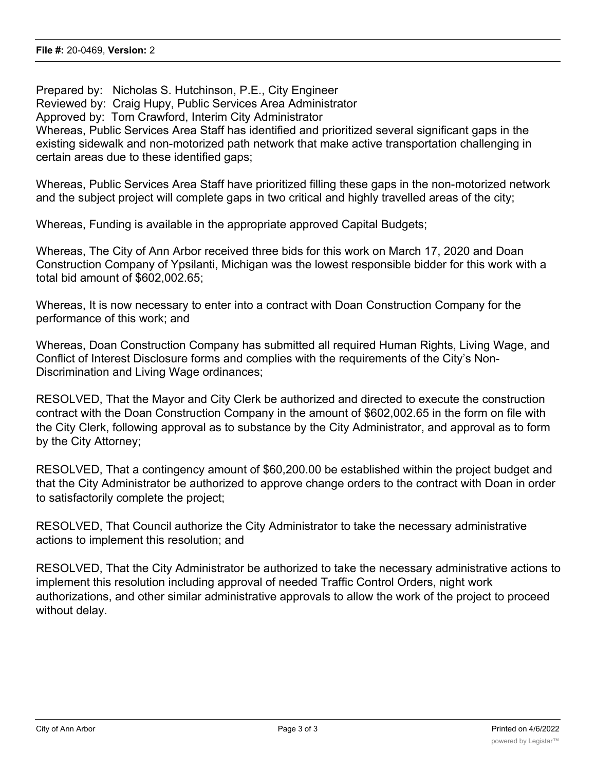Prepared by: Nicholas S. Hutchinson, P.E., City Engineer
Reviewed by: Craig Hupy, Public Services Area Administrator
Approved by: Tom Crawford, Interim City Administrator

Whereas, Public Services Area Staff has identified and prioritized several significant gaps in the existing sidewalk and non-motorized path network that make active transportation challenging in certain areas due to these identified gaps;

Whereas, Public Services Area Staff have prioritized filling these gaps in the non-motorized network and the subject project will complete gaps in two critical and highly travelled areas of the city;

Whereas, Funding is available in the appropriate approved Capital Budgets;

Whereas, The City of Ann Arbor received three bids for this work on March 17, 2020 and Doan Construction Company of Ypsilanti, Michigan was the lowest responsible bidder for this work with a total bid amount of $602,002.65;

Whereas, It is now necessary to enter into a contract with Doan Construction Company for the performance of this work; and

Whereas, Doan Construction Company has submitted all required Human Rights, Living Wage, and Conflict of Interest Disclosure forms and complies with the requirements of the City's Non-Discrimination and Living Wage ordinances;

RESOLVED, That the Mayor and City Clerk be authorized and directed to execute the construction contract with the Doan Construction Company in the amount of $602,002.65 in the form on file with the City Clerk, following approval as to substance by the City Administrator, and approval as to form by the City Attorney;

RESOLVED, That a contingency amount of $60,200.00 be established within the project budget and that the City Administrator be authorized to approve change orders to the contract with Doan in order to satisfactorily complete the project;

RESOLVED, That Council authorize the City Administrator to take the necessary administrative actions to implement this resolution; and

RESOLVED, That the City Administrator be authorized to take the necessary administrative actions to implement this resolution including approval of needed Traffic Control Orders, night work authorizations, and other similar administrative approvals to allow the work of the project to proceed without delay.